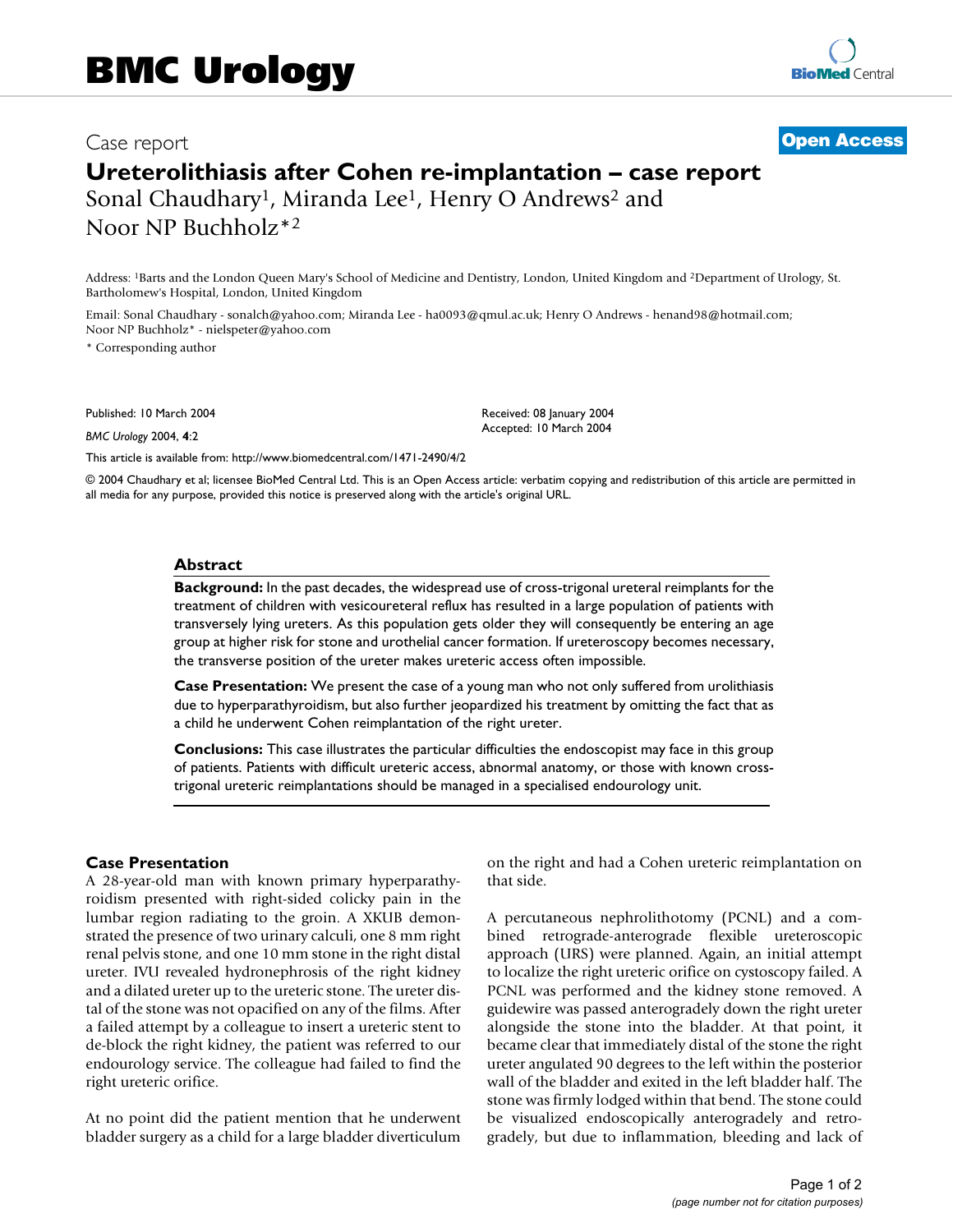# BMC Urology

Case report

**Open Access**

# Ureterolithiasis after Cohen re-implantation – case report

Sonal Chaudhary[1], Miranda Lee[1], Henry O Andrews[2] and Noor NP Buchholz*[2]

Address: [1]Barts and the London Queen Mary's School of Medicine and Dentistry, London, United Kingdom and [2]Department of Urology, St. Bartholomew's Hospital, London, United Kingdom

Email: Sonal Chaudhary - sonalch@yahoo.com; Miranda Lee - ha0093@qmul.ac.uk; Henry O Andrews - henand98@hotmail.com; Noor NP Buchholz* - nielspeter@yahoo.com

* Corresponding author

Published: 10 March 2004

*BMC Urology* 2004, **4**:2

Received: 08 January 2004
Accepted: 10 March 2004

This article is available from: http://www.biomedcentral.com/1471-2490/4/2

© 2004 Chaudhary et al; licensee BioMed Central Ltd. This is an Open Access article: verbatim copying and redistribution of this article are permitted in all media for any purpose, provided this notice is preserved along with the article's original URL.

## Abstract

**Background:** In the past decades, the widespread use of cross-trigonal ureteral reimplants for the treatment of children with vesicoureteral reflux has resulted in a large population of patients with transversely lying ureters. As this population gets older they will consequently be entering an age group at higher risk for stone and urothelial cancer formation. If ureteroscopy becomes necessary, the transverse position of the ureter makes ureteric access often impossible.

**Case Presentation:** We present the case of a young man who not only suffered from urolithiasis due to hyperparathyroidism, but also further jeopardized his treatment by omitting the fact that as a child he underwent Cohen reimplantation of the right ureter.

**Conclusions:** This case illustrates the particular difficulties the endoscopist may face in this group of patients. Patients with difficult ureteric access, abnormal anatomy, or those with known cross-trigonal ureteric reimplantations should be managed in a specialised endourology unit.

## Case Presentation

A 28-year-old man with known primary hyperparathyroidism presented with right-sided colicky pain in the lumbar region radiating to the groin. A XKUB demonstrated the presence of two urinary calculi, one 8 mm right renal pelvis stone, and one 10 mm stone in the right distal ureter. IVU revealed hydronephrosis of the right kidney and a dilated ureter up to the ureteric stone. The ureter distal of the stone was not opacified on any of the films. After a failed attempt by a colleague to insert a ureteric stent to de-block the right kidney, the patient was referred to our endourology service. The colleague had failed to find the right ureteric orifice.

At no point did the patient mention that he underwent bladder surgery as a child for a large bladder diverticulum on the right and had a Cohen ureteric reimplantation on that side.

A percutaneous nephrolithotomy (PCNL) and a combined retrograde-anterograde flexible ureteroscopic approach (URS) were planned. Again, an initial attempt to localize the right ureteric orifice on cystoscopy failed. A PCNL was performed and the kidney stone removed. A guidewire was passed anterogradely down the right ureter alongside the stone into the bladder. At that point, it became clear that immediately distal of the stone the right ureter angulated 90 degrees to the left within the posterior wall of the bladder and exited in the left bladder half. The stone was firmly lodged within that bend. The stone could be visualized endoscopically anterogradely and retrogradely, but due to inflammation, bleeding and lack of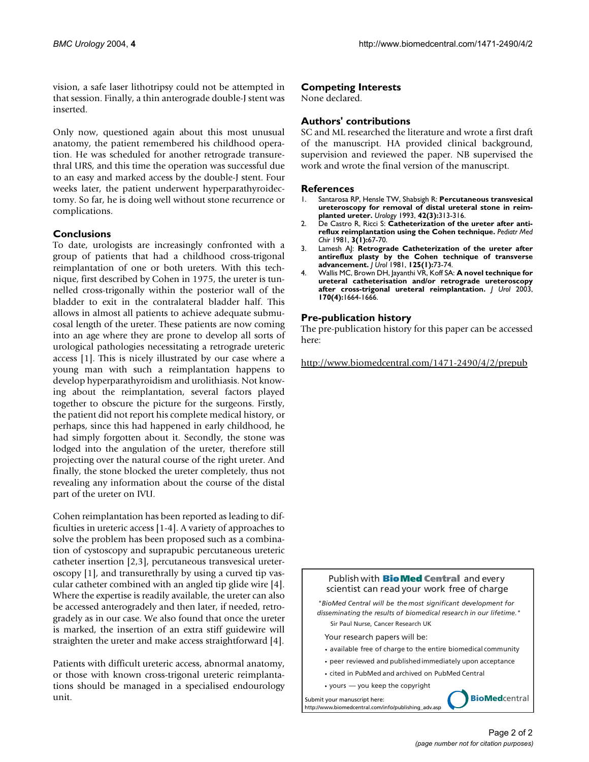vision, a safe laser lithotripsy could not be attempted in that session. Finally, a thin anterograde double-J stent was inserted.

Only now, questioned again about this most unusual anatomy, the patient remembered his childhood operation. He was scheduled for another retrograde transurethral URS, and this time the operation was successful due to an easy and marked access by the double-J stent. Four weeks later, the patient underwent hyperparathyroidectomy. So far, he is doing well without stone recurrence or complications.

## Conclusions

To date, urologists are increasingly confronted with a group of patients that had a childhood cross-trigonal reimplantation of one or both ureters. With this technique, first described by Cohen in 1975, the ureter is tunnelled cross-trigonally within the posterior wall of the bladder to exit in the contralateral bladder half. This allows in almost all patients to achieve adequate submucosal length of the ureter. These patients are now coming into an age where they are prone to develop all sorts of urological pathologies necessitating a retrograde ureteric access [1]. This is nicely illustrated by our case where a young man with such a reimplantation happens to develop hyperparathyroidism and urolithiasis. Not knowing about the reimplantation, several factors played together to obscure the picture for the surgeons. Firstly, the patient did not report his complete medical history, or perhaps, since this had happened in early childhood, he had simply forgotten about it. Secondly, the stone was lodged into the angulation of the ureter, therefore still projecting over the natural course of the right ureter. And finally, the stone blocked the ureter completely, thus not revealing any information about the course of the distal part of the ureter on IVU.

Cohen reimplantation has been reported as leading to difficulties in ureteric access [1-4]. A variety of approaches to solve the problem has been proposed such as a combination of cystoscopy and suprapubic percutaneous ureteric catheter insertion [2,3], percutaneous transvesical ureteroscopy [1], and transurethrally by using a curved tip vascular catheter combined with an angled tip glide wire [4]. Where the expertise is readily available, the ureter can also be accessed anterogradely and then later, if needed, retrogradely as in our case. We also found that once the ureter is marked, the insertion of an extra stiff guidewire will straighten the ureter and make access straightforward [4].

Patients with difficult ureteric access, abnormal anatomy, or those with known cross-trigonal ureteric reimplantations should be managed in a specialised endourology unit.

## Competing Interests

None declared.

## Authors' contributions

SC and ML researched the literature and wrote a first draft of the manuscript. HA provided clinical background, supervision and reviewed the paper. NB supervised the work and wrote the final version of the manuscript.

## References

1. Santarosa RP, Hensle TW, Shabsigh R: **Percutaneous transvesical ureteroscopy for removal of distal ureteral stone in reimplanted ureter.** *Urology* 1993, **42(3):**313-316.
2. De Castro R, Ricci S: **Catheterization of the ureter after antireflux reimplantation using the Cohen technique.** *Pediatr Med Chir* 1981, **3(1):**67-70.
3. Lamesh AJ: **Retrograde Catheterization of the ureter after antireflux plasty by the Cohen technique of transverse advancement.** *J Urol* 1981, **125(1):**73-74.
4. Wallis MC, Brown DH, Jayanthi VR, Koff SA: **A novel technique for ureteral catheterisation and/or retrograde ureteroscopy after cross-trigonal ureteral reimplantation.** *J Urol* 2003, **170(4):**1664-1666.

## Pre-publication history

The pre-publication history for this paper can be accessed here:

http://www.biomedcentral.com/1471-2490/4/2/prepub

Publish with **BioMed Central** and every scientist can read your work free of charge

*"BioMed Central will be the most significant development for disseminating the results of biomedical research in our lifetime."*
Sir Paul Nurse, Cancer Research UK

Your research papers will be:

- available free of charge to the entire biomedical community
- peer reviewed and published immediately upon acceptance
- cited in PubMed and archived on PubMed Central
- yours — you keep the copyright

Submit your manuscript here:
http://www.biomedcentral.com/info/publishing_adv.asp

BioMedcentral